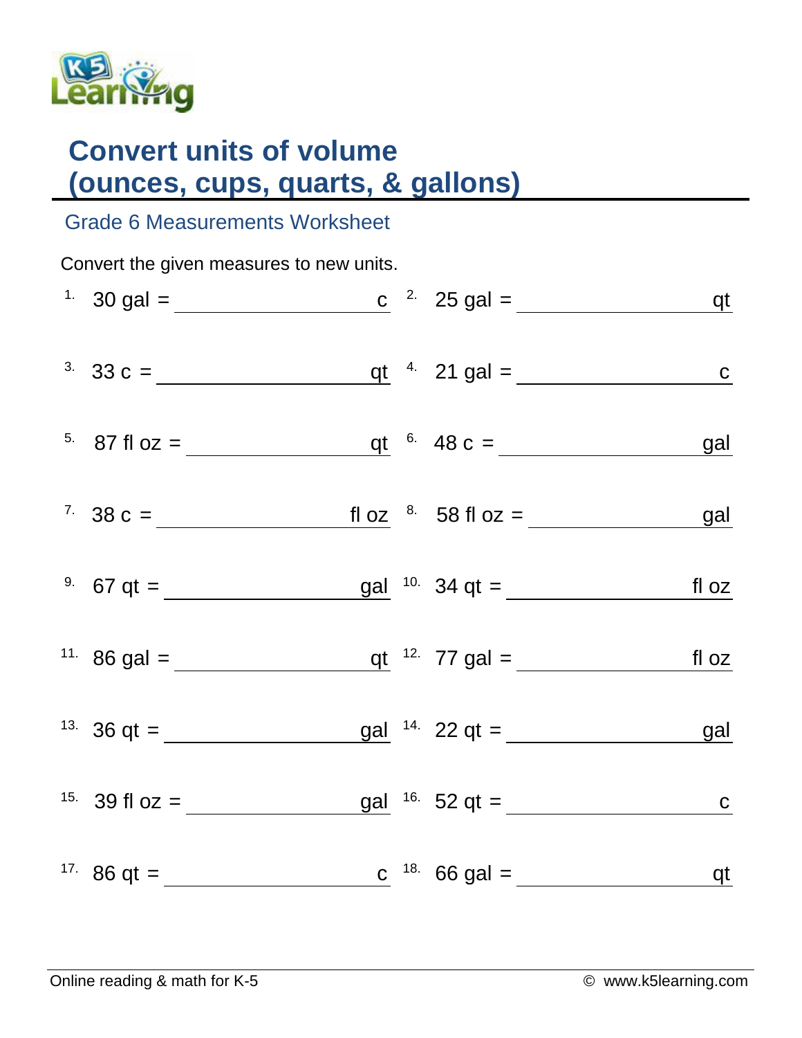# Convert units of volume (ounces, cups, quarts, & gallons)

## Grade 6 Measurements Worksheet

Convert the given measures to new units.

1. 30 gal = ________________ c
2. 25 gal = ________________ qt
3. 33 c = ________________ qt
4. 21 gal = ________________ c
5. 87 fl oz = ________________ qt
6. 48 c = ________________ gal
7. 38 c = ________________ fl oz
8. 58 fl oz = ________________ gal
9. 67 qt = ________________ gal
10. 34 qt = ________________ fl oz
11. 86 gal = ________________ qt
12. 77 gal = ________________ fl oz
13. 36 qt = ________________ gal
14. 22 qt = ________________ gal
15. 39 fl oz = ________________ gal
16. 52 qt = ________________ c
17. 86 qt = ________________ c
18. 66 gal = ________________ qt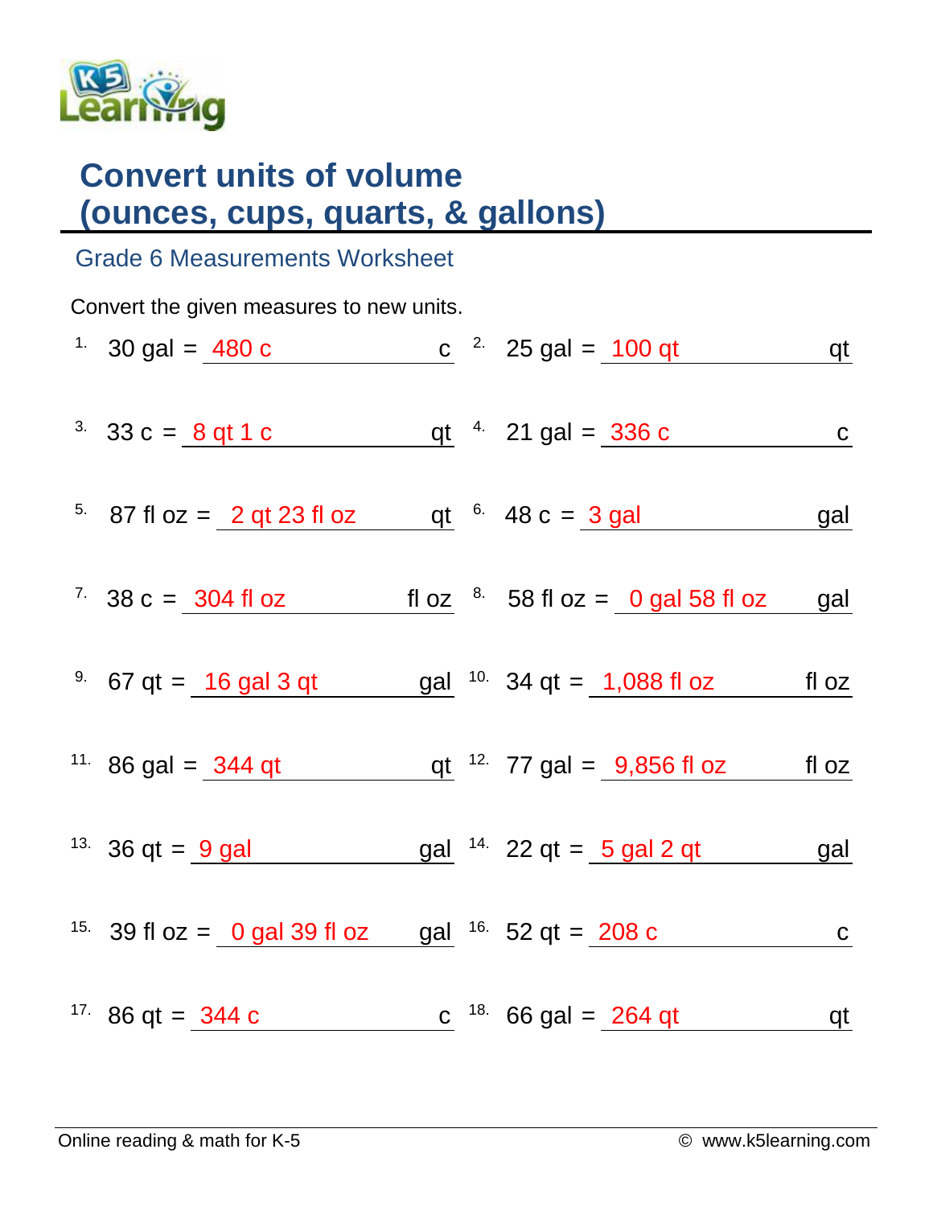# Convert units of volume (ounces, cups, quarts, & gallons)

## Grade 6 Measurements Worksheet

Convert the given measures to new units.

1. 30 gal = 480 c — c
2. 25 gal = 100 qt — qt
3. 33 c = 8 qt 1 c — qt
4. 21 gal = 336 c — c
5. 87 fl oz = 2 qt 23 fl oz — qt
6. 48 c = 3 gal — gal
7. 38 c = 304 fl oz — fl oz
8. 58 fl oz = 0 gal 58 fl oz — gal
9. 67 qt = 16 gal 3 qt — gal
10. 34 qt = 1,088 fl oz — fl oz
11. 86 gal = 344 qt — qt
12. 77 gal = 9,856 fl oz — fl oz
13. 36 qt = 9 gal — gal
14. 22 qt = 5 gal 2 qt — gal
15. 39 fl oz = 0 gal 39 fl oz — gal
16. 52 qt = 208 c — c
17. 86 qt = 344 c — c
18. 66 gal = 264 qt — qt